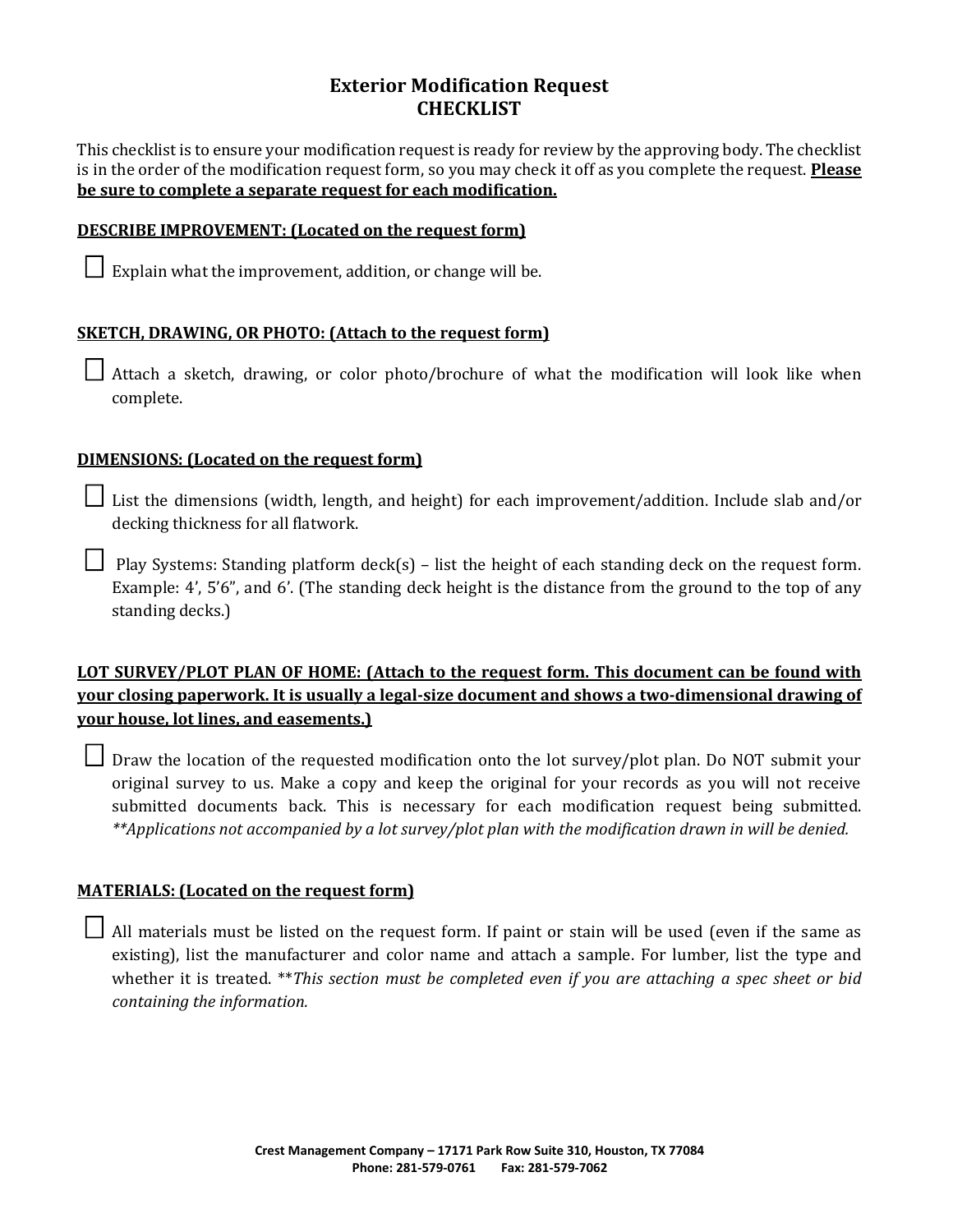# Exterior Modification Request
# CHECKLIST

This checklist is to ensure your modification request is ready for review by the approving body. The checklist is in the order of the modification request form, so you may check it off as you complete the request. **<u>Please be sure to complete a separate request for each modification.</u>**

**<u>DESCRIBE IMPROVEMENT: (Located on the request form)</u>**

☐ Explain what the improvement, addition, or change will be.

**<u>SKETCH, DRAWING, OR PHOTO: (Attach to the request form)</u>**

☐ Attach a sketch, drawing, or color photo/brochure of what the modification will look like when complete.

**<u>DIMENSIONS: (Located on the request form)</u>**

☐ List the dimensions (width, length, and height) for each improvement/addition. Include slab and/or decking thickness for all flatwork.

☐ Play Systems: Standing platform deck(s) – list the height of each standing deck on the request form. Example: 4', 5'6", and 6'. (The standing deck height is the distance from the ground to the top of any standing decks.)

**<u>LOT SURVEY/PLOT PLAN OF HOME: (Attach to the request form. This document can be found with your closing paperwork. It is usually a legal-size document and shows a two-dimensional drawing of your house, lot lines, and easements.)</u>**

☐ Draw the location of the requested modification onto the lot survey/plot plan. Do NOT submit your original survey to us. Make a copy and keep the original for your records as you will not receive submitted documents back. This is necessary for each modification request being submitted. *\*\*Applications not accompanied by a lot survey/plot plan with the modification drawn in will be denied.*

**<u>MATERIALS: (Located on the request form)</u>**

☐ All materials must be listed on the request form. If paint or stain will be used (even if the same as existing), list the manufacturer and color name and attach a sample. For lumber, list the type and whether it is treated. \*\**This section must be completed even if you are attaching a spec sheet or bid containing the information.*

**Crest Management Company – 17171 Park Row Suite 310, Houston, TX 77084**
**Phone: 281-579-0761 Fax: 281-579-7062**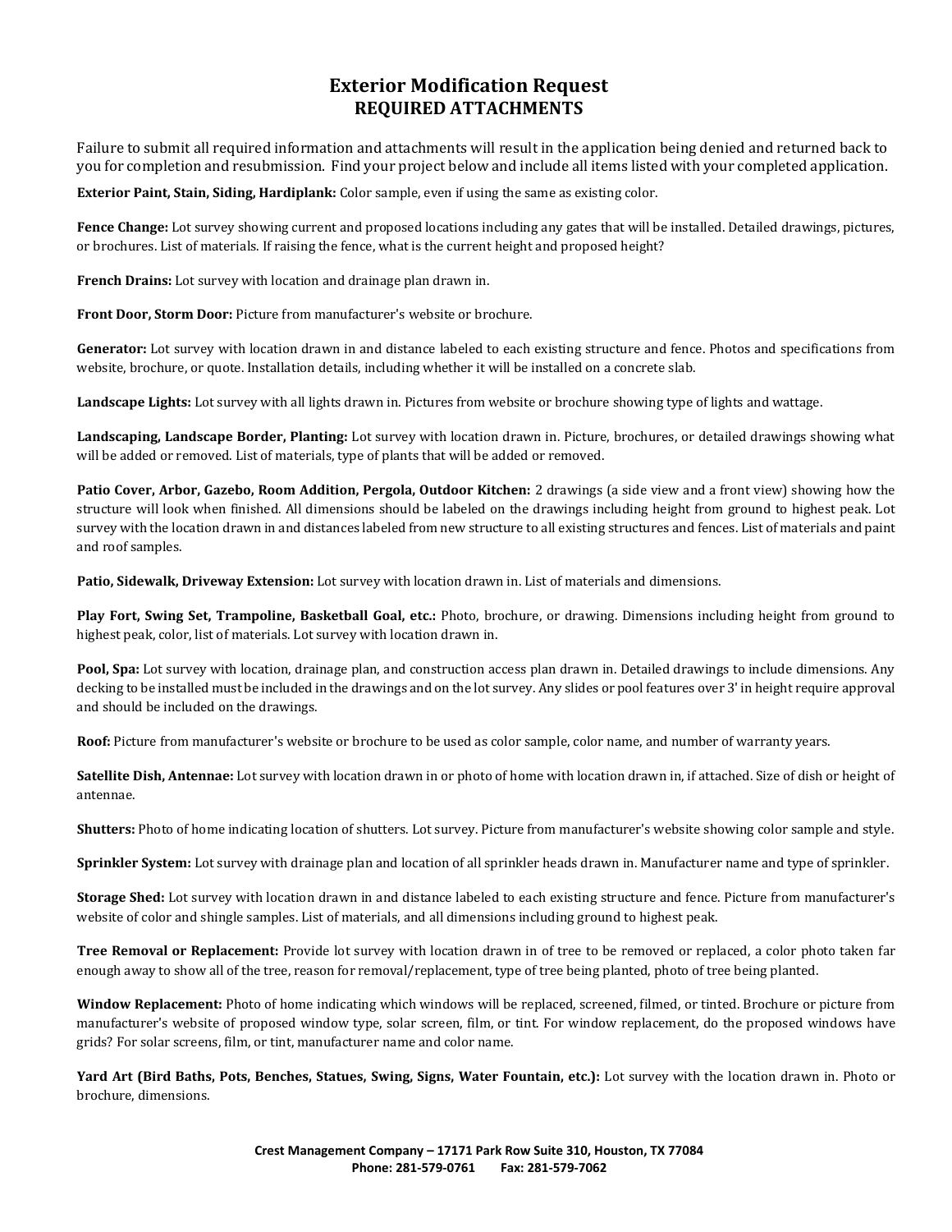# Exterior Modification Request
## REQUIRED ATTACHMENTS

Failure to submit all required information and attachments will result in the application being denied and returned back to you for completion and resubmission. Find your project below and include all items listed with your completed application.

**Exterior Paint, Stain, Siding, Hardiplank:** Color sample, even if using the same as existing color.

**Fence Change:** Lot survey showing current and proposed locations including any gates that will be installed. Detailed drawings, pictures, or brochures. List of materials. If raising the fence, what is the current height and proposed height?

**French Drains:** Lot survey with location and drainage plan drawn in.

**Front Door, Storm Door:** Picture from manufacturer's website or brochure.

**Generator:** Lot survey with location drawn in and distance labeled to each existing structure and fence. Photos and specifications from website, brochure, or quote. Installation details, including whether it will be installed on a concrete slab.

**Landscape Lights:** Lot survey with all lights drawn in. Pictures from website or brochure showing type of lights and wattage.

**Landscaping, Landscape Border, Planting:** Lot survey with location drawn in. Picture, brochures, or detailed drawings showing what will be added or removed. List of materials, type of plants that will be added or removed.

**Patio Cover, Arbor, Gazebo, Room Addition, Pergola, Outdoor Kitchen:** 2 drawings (a side view and a front view) showing how the structure will look when finished. All dimensions should be labeled on the drawings including height from ground to highest peak. Lot survey with the location drawn in and distances labeled from new structure to all existing structures and fences. List of materials and paint and roof samples.

**Patio, Sidewalk, Driveway Extension:** Lot survey with location drawn in. List of materials and dimensions.

**Play Fort, Swing Set, Trampoline, Basketball Goal, etc.:** Photo, brochure, or drawing. Dimensions including height from ground to highest peak, color, list of materials. Lot survey with location drawn in.

**Pool, Spa:** Lot survey with location, drainage plan, and construction access plan drawn in. Detailed drawings to include dimensions. Any decking to be installed must be included in the drawings and on the lot survey. Any slides or pool features over 3' in height require approval and should be included on the drawings.

**Roof:** Picture from manufacturer's website or brochure to be used as color sample, color name, and number of warranty years.

**Satellite Dish, Antennae:** Lot survey with location drawn in or photo of home with location drawn in, if attached. Size of dish or height of antennae.

**Shutters:** Photo of home indicating location of shutters. Lot survey. Picture from manufacturer's website showing color sample and style.

**Sprinkler System:** Lot survey with drainage plan and location of all sprinkler heads drawn in. Manufacturer name and type of sprinkler.

**Storage Shed:** Lot survey with location drawn in and distance labeled to each existing structure and fence. Picture from manufacturer's website of color and shingle samples. List of materials, and all dimensions including ground to highest peak.

**Tree Removal or Replacement:** Provide lot survey with location drawn in of tree to be removed or replaced, a color photo taken far enough away to show all of the tree, reason for removal/replacement, type of tree being planted, photo of tree being planted.

**Window Replacement:** Photo of home indicating which windows will be replaced, screened, filmed, or tinted. Brochure or picture from manufacturer's website of proposed window type, solar screen, film, or tint. For window replacement, do the proposed windows have grids? For solar screens, film, or tint, manufacturer name and color name.

**Yard Art (Bird Baths, Pots, Benches, Statues, Swing, Signs, Water Fountain, etc.):** Lot survey with the location drawn in. Photo or brochure, dimensions.

**Crest Management Company – 17171 Park Row Suite 310, Houston, TX 77084**
**Phone: 281-579-0761 Fax: 281-579-7062**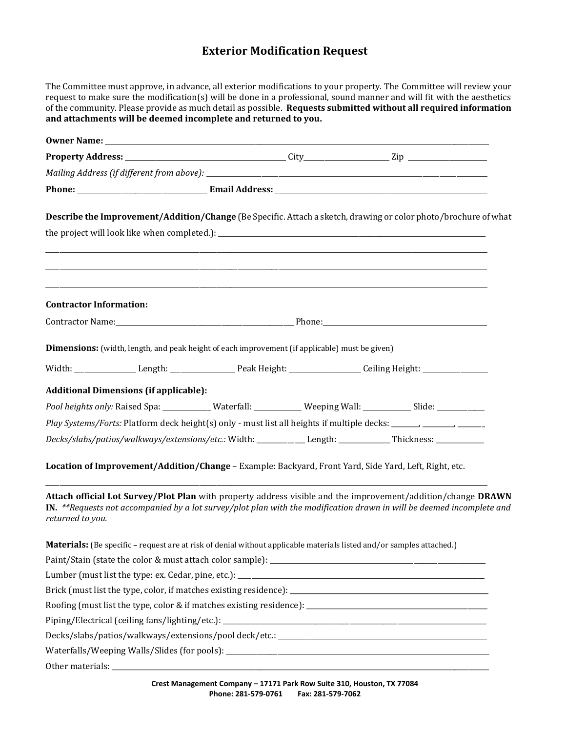# Exterior Modification Request

The Committee must approve, in advance, all exterior modifications to your property. The Committee will review your request to make sure the modification(s) will be done in a professional, sound manner and will fit with the aesthetics of the community. Please provide as much detail as possible. **Requests submitted without all required information and attachments will be deemed incomplete and returned to you.**

**Owner Name:** ____________________________________________

**Property Address:** ______________________ City____________ Zip ___________

*Mailing Address (if different from above):* ______________________________

**Phone:** __________________ **Email Address:** ______________________________

**Describe the Improvement/Addition/Change** (Be Specific. Attach a sketch, drawing or color photo/brochure of what the project will look like when completed.): ______________________________

____________________________________________

____________________________________________

____________________________________________

**Contractor Information:**

Contractor Name:______________________________ Phone:______________________

**Dimensions:** (width, length, and peak height of each improvement (if applicable) must be given)

Width: ________ Length: _________ Peak Height: __________ Ceiling Height: _________

**Additional Dimensions (if applicable):**

*Pool heights only:* Raised Spa: _______ Waterfall: _______ Weeping Wall: _______ Slide: _______

*Play Systems/Forts:* Platform deck height(s) only - must list all heights if multiple decks: ____, ____, ____

*Decks/slabs/patios/walkways/extensions/etc.:* Width: _______ Length: _______ Thickness: _______

**Location of Improvement/Addition/Change** – Example: Backyard, Front Yard, Side Yard, Left, Right, etc.

____________________________________________

**Attach official Lot Survey/Plot Plan** with property address visible and the improvement/addition/change **DRAWN IN.** *\*\*Requests not accompanied by a lot survey/plot plan with the modification drawn in will be deemed incomplete and returned to you.*

**Materials:** (Be specific – request are at risk of denial without applicable materials listed and/or samples attached.)

Paint/Stain (state the color & must attach color sample): ______________________________

Lumber (must list the type: ex. Cedar, pine, etc.): ______________________________

Brick (must list the type, color, if matches existing residence): ______________________________

Roofing (must list the type, color & if matches existing residence): ______________________________

Piping/Electrical (ceiling fans/lighting/etc.): ______________________________

Decks/slabs/patios/walkways/extensions/pool deck/etc.: ______________________________

Waterfalls/Weeping Walls/Slides (for pools): ______________________________

Other materials: ______________________________

**Crest Management Company – 17171 Park Row Suite 310, Houston, TX 77084**
**Phone: 281-579-0761 Fax: 281-579-7062**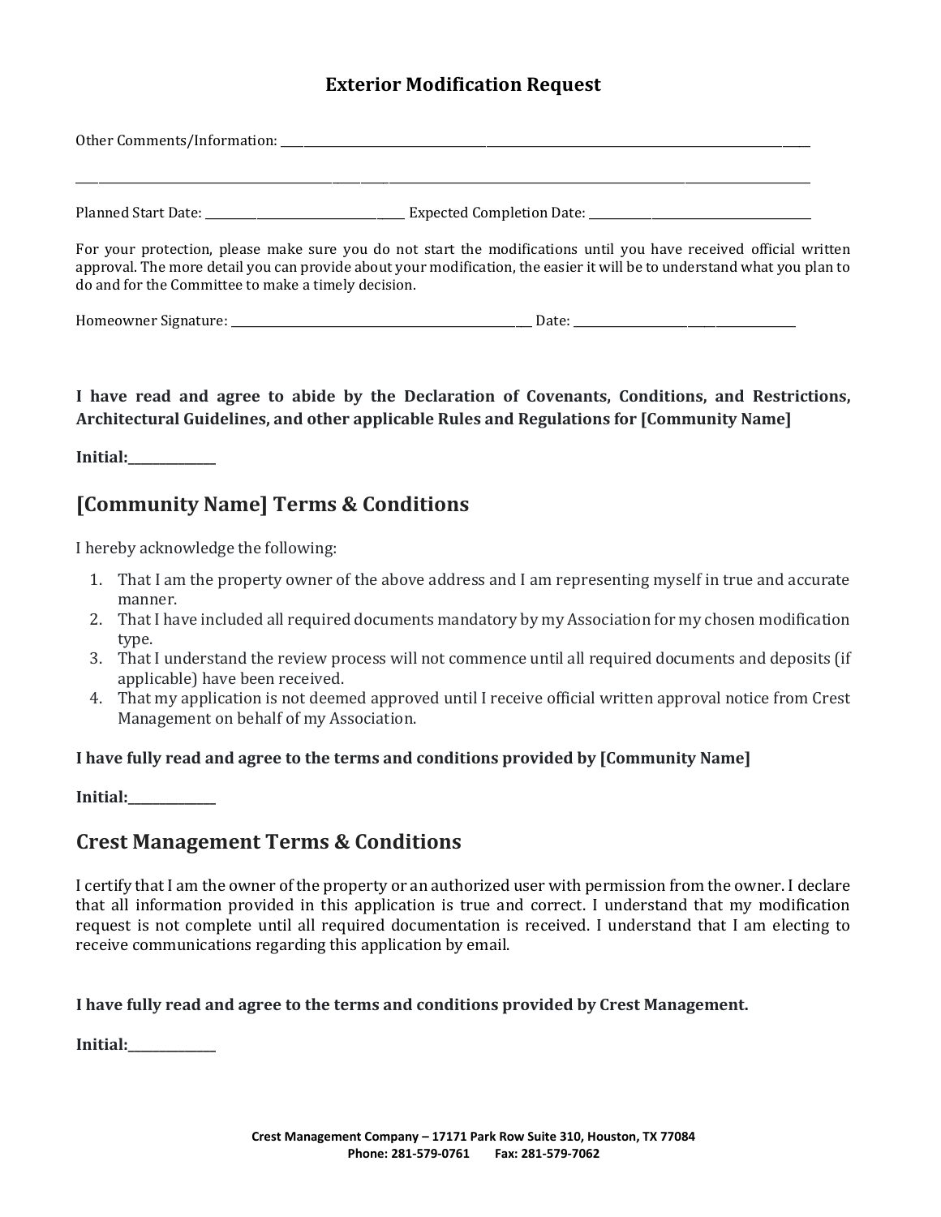# Exterior Modification Request

Other Comments/Information: ______________________________________________________________________________

______________________________________________________________________________________________

Planned Start Date: ______________________ Expected Completion Date: __________________________

For your protection, please make sure you do not start the modifications until you have received official written approval. The more detail you can provide about your modification, the easier it will be to understand what you plan to do and for the Committee to make a timely decision.

Homeowner Signature: ___________________________________ Date: __________________________

**I have read and agree to abide by the Declaration of Covenants, Conditions, and Restrictions, Architectural Guidelines, and other applicable Rules and Regulations for [Community Name]**

**Initial:__________**

## [Community Name] Terms & Conditions

I hereby acknowledge the following:

1. That I am the property owner of the above address and I am representing myself in true and accurate manner.
2. That I have included all required documents mandatory by my Association for my chosen modification type.
3. That I understand the review process will not commence until all required documents and deposits (if applicable) have been received.
4. That my application is not deemed approved until I receive official written approval notice from Crest Management on behalf of my Association.

**I have fully read and agree to the terms and conditions provided by [Community Name]**

**Initial:__________**

## Crest Management Terms & Conditions

I certify that I am the owner of the property or an authorized user with permission from the owner. I declare that all information provided in this application is true and correct. I understand that my modification request is not complete until all required documentation is received. I understand that I am electing to receive communications regarding this application by email.

**I have fully read and agree to the terms and conditions provided by Crest Management.**

**Initial:__________**

**Crest Management Company – 17171 Park Row Suite 310, Houston, TX 77084**
**Phone: 281-579-0761 Fax: 281-579-7062**